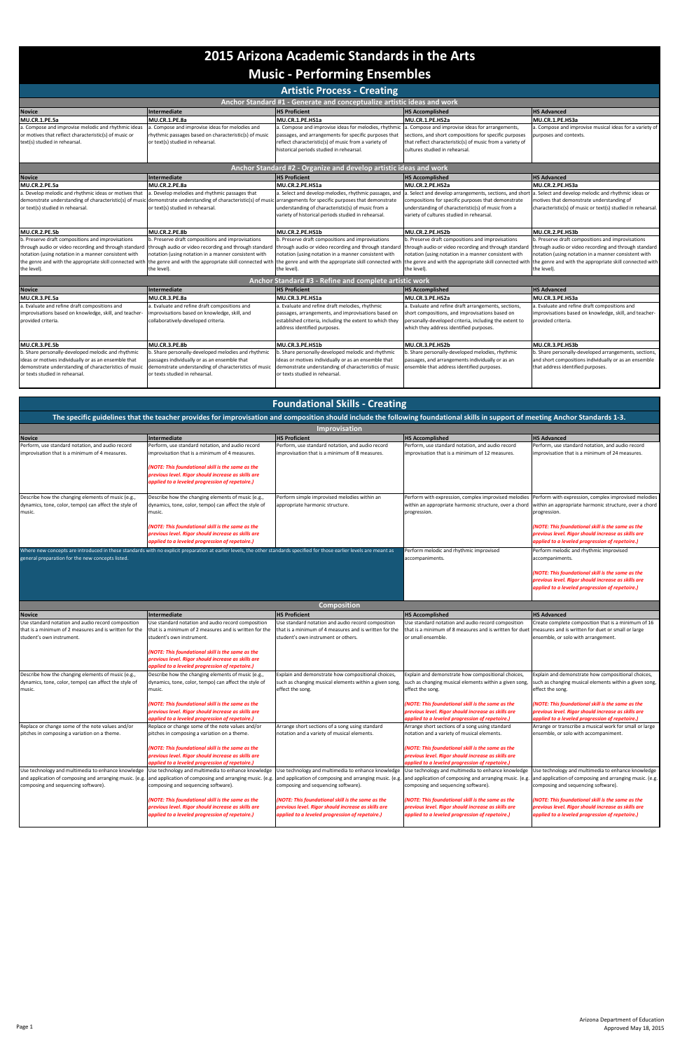# 2015 Arizona Academic Standards in the Arts

# Music - Performing Ensembles

## Artistic Process - Creating

### Anchor Standard #1 - Generate and conceptualize artistic ideas and work

| Novice | Intermediate | HS Proficient | HS Accomplished | HS Advanced |
|---|---|---|---|---|
| **MU.CR.1.PE.5a** | **MU.CR.1.PE.8a** | **MU.CR.1.PE.HS1a** | **MU.CR.1.PE.HS2a** | **MU.CR.1.PE.HS3a** |
| a. Compose and improvise melodic and rhythmic ideas or motives that reflect characteristic(s) of music or text(s) studied in rehearsal. | a. Compose and improvise ideas for melodies and rhythmic passages based on characteristic(s) of music or text(s) studied in rehearsal. | a. Compose and improvise ideas for melodies, rhythmic passages, and arrangements for specific purposes that reflect characteristic(s) of music from a variety of historical periods studied in rehearsal. | a. Compose and improvise ideas for arrangements, sections, and short compositions for specific purposes that reflect characteristic(s) of music from a variety of cultures studied in rehearsal. | a. Compose and improvise musical ideas for a variety of purposes and contexts. |

### Anchor Standard #2 - Organize and develop artistic ideas and work

| Novice | Intermediate | HS Proficient | HS Accomplished | HS Advanced |
|---|---|---|---|---|
| **MU.CR.2.PE.5a** | **MU.CR.2.PE.8a** | **MU.CR.2.PE.HS1a** | **MU.CR.2.PE.HS2a** | **MU.CR.2.PE.HS3a** |
| a. Develop melodic and rhythmic ideas or motives that demonstrate understanding of characteristic(s) of music or text(s) studied in rehearsal. | a. Develop melodies and rhythmic passages that demonstrate understanding of characteristic(s) of music or text(s) studied in rehearsal. | a. Select and develop melodies, rhythmic passages, and arrangements for specific purposes that demonstrate understanding of characteristic(s) of music from a variety of historical periods studied in rehearsal. | a. Select and develop arrangements, sections, and short compositions for specific purposes that demonstrate understanding of characteristic(s) of music from a variety of cultures studied in rehearsal. | a. Select and develop melodic and rhythmic ideas or motives that demonstrate understanding of characteristic(s) of music or text(s) studied in rehearsal. |
| **MU.CR.2.PE.5b** | **MU.CR.2.PE.8b** | **MU.CR.2.PE.HS1b** | **MU.CR.2.PE.HS2b** | **MU.CR.2.PE.HS3b** |
| b. Preserve draft compositions and improvisations through audio or video recording and through standard notation (using notation in a manner consistent with the genre and with the appropriate skill connected with the level). | b. Preserve draft compositions and improvisations through audio or video recording and through standard notation (using notation in a manner consistent with the genre and with the appropriate skill connected with the level). | b. Preserve draft compositions and improvisations through audio or video recording and through standard notation (using notation in a manner consistent with the genre and with the appropriate skill connected with the level). | b. Preserve draft compositions and improvisations through audio or video recording and through standard notation (using notation in a manner consistent with the genre and with the appropriate skill connected with the level). | b. Preserve draft compositions and improvisations through audio or video recording and through standard notation (using notation in a manner consistent with the genre and with the appropriate skill connected with the level). |

### Anchor Standard #3 - Refine and complete artistic work

| Novice | Intermediate | HS Proficient | HS Accomplished | HS Advanced |
|---|---|---|---|---|
| **MU.CR.3.PE.5a** | **MU.CR.3.PE.8a** | **MU.CR.3.PE.HS1a** | **MU.CR.3.PE.HS2a** | **MU.CR.3.PE.HS3a** |
| a. Evaluate and refine draft compositions and improvisations based on knowledge, skill, and teacher-provided criteria. | a. Evaluate and refine draft compositions and improvisations based on knowledge, skill, and collaboratively-developed criteria. | a. Evaluate and refine draft melodies, rhythmic passages, arrangements, and improvisations based on established criteria, including the extent to which they address identified purposes. | a. Evaluate and refine draft arrangements, sections, short compositions, and improvisations based on personally-developed criteria, including the extent to which they address identified purposes. | a. Evaluate and refine draft compositions and improvisations based on knowledge, skill, and teacher-provided criteria. |
| **MU.CR.3.PE.5b** | **MU.CR.3.PE.8b** | **MU.CR.3.PE.HS1b** | **MU.CR.3.PE.HS2b** | **MU.CR.3.PE.HS3b** |
| b. Share personally-developed melodic and rhythmic ideas or motives individually or as an ensemble that demonstrate understanding of characteristics of music or texts studied in rehearsal. | b. Share personally-developed melodies and rhythmic passages individually or as an ensemble that demonstrate understanding of characteristics of music or texts studied in rehearsal. | b. Share personally-developed melodic and rhythmic ideas or motives individually or as an ensemble that demonstrate understanding of characteristics of music or texts studied in rehearsal. | b. Share personally-developed melodies, rhythmic passages, and arrangements individually or as an ensemble that address identified purposes. | b. Share personally-developed arrangements, sections, and short compositions individually or as an ensemble that address identified purposes. |

## Foundational Skills - Creating

**The specific guidelines that the teacher provides for improvisation and composition should include the following foundational skills in support of meeting Anchor Standards 1-3.**

### Improvisation

| Novice | Intermediate | HS Proficient | HS Accomplished | HS Advanced |
|---|---|---|---|---|
| Perform, use standard notation, and audio record improvisation that is a minimum of 4 measures. | Perform, use standard notation, and audio record improvisation that is a minimum of 4 measures.<br><br>*(NOTE: This foundational skill is the same as the previous level. Rigor should increase as skills are applied to a leveled progression of repetoire.)* | Perform, use standard notation, and audio record improvisation that is a minimum of 8 measures. | Perform, use standard notation, and audio record improvisation that is a minimum of 12 measures. | Perform, use standard notation, and audio record improvisation that is a minimum of 24 measures. |
| Describe how the changing elements of music (e.g., dynamics, tone, color, tempo) can affect the style of music. | Describe how the changing elements of music (e.g., dynamics, tone, color, tempo) can affect the style of music.<br><br>*(NOTE: This foundational skill is the same as the previous level. Rigor should increase as skills are applied to a leveled progression of repetoire.)* | Perform simple improvised melodies within an appropriate harmonic structure. | Perform with expression, complex improvised melodies within an appropriate harmonic structure, over a chord progression. | Perform with expression, complex improvised melodies within an appropriate harmonic structure, over a chord progression.<br><br>*(NOTE: This foundational skill is the same as the previous level. Rigor should increase as skills are applied to a leveled progression of repetoire.)* |
| Where new concepts are introduced in these standards with no explicit preparation at earlier levels, the other standards specified for those earlier levels are meant as general preparation for the new concepts listed. | | | Perform melodic and rhythmic improvised accompaniments. | Perform melodic and rhythmic improvised accompaniments.<br><br>*(NOTE: This foundational skill is the same as the previous level. Rigor should increase as skills are applied to a leveled progression of repetoire.)* |

### Composition

| Novice | Intermediate | HS Proficient | HS Accomplished | HS Advanced |
|---|---|---|---|---|
| Use standard notation and audio record composition that is a minimum of 2 measures and is written for the student's own instrument. | Use standard notation and audio record composition that is a minimum of 2 measures and is written for the student's own instrument.<br><br>*(NOTE: This foundational skill is the same as the previous level. Rigor should increase as skills are applied to a leveled progression of repetoire.)* | Use standard notation and audio record composition that is a minimum of 4 measures and is written for the student's own instrument or others. | Use standard notation and audio record composition that is a minimum of 8 measures and is written for duet or small ensemble. | Create complete composition that is a minimum of 16 measures and is written for duet or small or large ensemble, or solo with arrangement. |
| Describe how the changing elements of music (e.g., dynamics, tone, color, tempo) can affect the style of music. | Describe how the changing elements of music (e.g., dynamics, tone, color, tempo) can affect the style of music.<br><br>*(NOTE: This foundational skill is the same as the previous level. Rigor should increase as skills are applied to a leveled progression of repetoire.)* | Explain and demonstrate how compositional choices, such as changing musical elements within a given song, effect the song. | Explain and demonstrate how compositional choices, such as changing musical elements within a given song, effect the song.<br><br>*(NOTE: This foundational skill is the same as the previous level. Rigor should increase as skills are applied to a leveled progression of repetoire.)* | Explain and demonstrate how compositional choices, such as changing musical elements within a given song, effect the song.<br><br>*(NOTE: This foundational skill is the same as the previous level. Rigor should increase as skills are applied to a leveled progression of repetoire.)* |
| Replace or change some of the note values and/or pitches in composing a variation on a theme. | Replace or change some of the note values and/or pitches in composing a variation on a theme.<br><br>*(NOTE: This foundational skill is the same as the previous level. Rigor should increase as skills are applied to a leveled progression of repetoire.)* | Arrange short sections of a song using standard notation and a variety of musical elements. | Arrange short sections of a song using standard notation and a variety of musical elements.<br><br>*(NOTE: This foundational skill is the same as the previous level. Rigor should increase as skills are applied to a leveled progression of repetoire.)* | Arrange or transcribe a musical work for small or large ensemble, or solo with accompaniment. |
| Use technology and multimedia to enhance knowledge and application of composing and arranging music. (e.g. composing and sequencing software). | Use technology and multimedia to enhance knowledge and application of composing and arranging music. (e.g. composing and sequencing software).<br><br>*(NOTE: This foundational skill is the same as the previous level. Rigor should increase as skills are applied to a leveled progression of repetoire.)* | Use technology and multimedia to enhance knowledge and application of composing and arranging music. (e.g. composing and sequencing software).<br><br>*(NOTE: This foundational skill is the same as the previous level. Rigor should increase as skills are applied to a leveled progression of repetoire.)* | Use technology and multimedia to enhance knowledge and application of composing and arranging music. (e.g. composing and sequencing software).<br><br>*(NOTE: This foundational skill is the same as the previous level. Rigor should increase as skills are applied to a leveled progression of repetoire.)* | Use technology and multimedia to enhance knowledge and application of composing and arranging music. (e.g. composing and sequencing software).<br><br>*(NOTE: This foundational skill is the same as the previous level. Rigor should increase as skills are applied to a leveled progression of repetoire.)* |

Arizona Department of Education
Approved May 18, 2015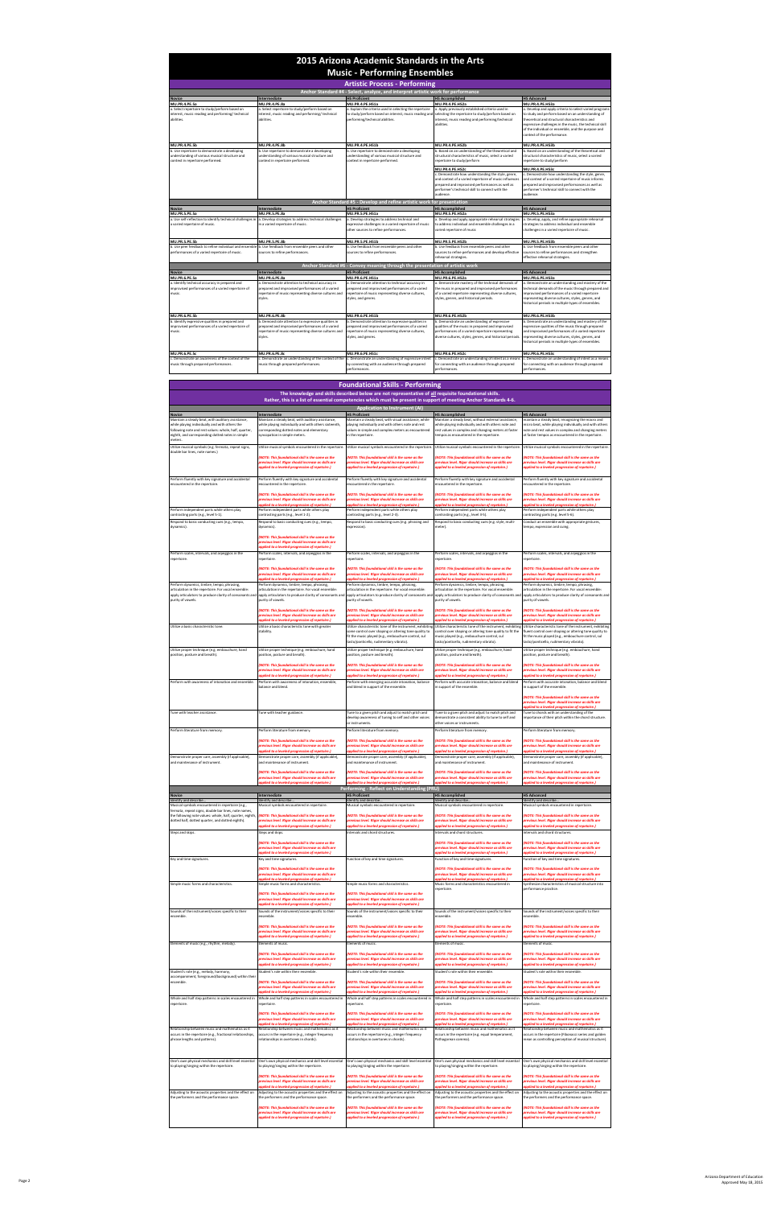# 2015 Arizona Academic Standards in the Arts

## Music - Performing Ensembles

### Artistic Process - Performing

#### Anchor Standard #4 - Select, analyze, and interpret artistic work for performance

| Novice | Intermediate | HS Proficient | HS Accomplished | HS Advanced |
|---|---|---|---|---|
| MU.PR.4.PE.5a | MU.PR.4.PE.8a | MU.PR.4.PE.HS1a | MU.PR.4.PE.HS2a | MU.PR.4.PE.HS3a |
| a. Select repertoire to study/perform based on interest, music reading and performing/ technical abilities. | a. Select repertoire to study/perform based on interest, music reading and performing/ technical abilities. | a. Explain the criteria used in selecting the repertoire to study/perform based on interest, music reading and performing/technical abilities. | a. Apply previously established criteria used in selecting the repertoire to study/perform based on interest, music reading and performing/technical abilities. | a. Develop and apply criteria to select varied programs to study and perform based on an understanding of theoretical and structural characteristics and expressive challenges in the music, the technical skill of the individual or ensemble, and the purpose and context of the performance. |
| MU.PR.4.PE.5b | MU.PR.4.PE.8b | MU.PR.4.PE.HS1b | MU.PR.4.PE.HS2b | MU.PR.4.PE.HS3b |
| b. Use repertoire to demonstrate a developing understanding of various musical structure and context in repertoire performed. | b. Use repertoire to demonstrate a developing understanding of various musical structure and context in repertoire performed. | b. Use repertoire to demonstrate a developing understanding of various musical structure and context in repertoire performed. | b. Based on an understanding of the theoretical and structural characteristics of music, select a varied repertoire to study/perform. | b. Based on an understanding of the theoretical and structural characteristics of music, select a varied repertoire to study/perform. |
| | | | MU.PR.4.PE.HS2c | MU.PR.4.PE.HS3c |
| | | | c. Demonstrate how understanding the style, genre, and context of a varied repertoire of music influences prepared and improvised performances as well as performer's technical skill to connect with the audience. | c. Demonstrate how understanding the style, genre, and context of a varied repertoire of music informs prepared and improvised performances as well as performer's technical skill to connect with the audience. |

#### Anchor Standard #5 - Develop and refine artistic work for presentation

| Novice | Intermediate | HS Proficient | HS Accomplished | HS Advanced |
|---|---|---|---|---|
| MU.PR.5.PE.5a | MU.PR.5.PE.8a | MU.PR.5.PE.HS1a | MU.PR.5.PE.HS2a | MU.PR.5.PE.HS3a |
| a. Use self-reflection to identify technical challenges in a varied repertoire of music. | a. Develop strategies to address technical challenges in a varied repertoire of music. | a. Develop strategies to address technical and expressive challenges in a varied repertoire of music and other sources to refine performances. | a. Develop and apply appropriate rehearsal strategies to address individual and ensemble challenges in a varied repertoire of music. | a. Develop, apply, and refine appropriate rehearsal strategies to address individual and ensemble challenges in a varied repertoire of music. |
| MU.PR.5.PE.5b | MU.PR.5.PE.8b | MU.PR.5.PE.HS1b | MU.PR.5.PE.HS2b | MU.PR.5.PE.HS3b |
| b. Use peer feedback to refine individual and ensemble performances of a varied repertoire of music. | b. Use feedback from ensemble peers and other sources to refine performances. | b. Use feedback from ensemble peers and other sources to refine performances. | b. Use feedback from ensemble peers and other sources to refine performances and develop effective rehearsal strategies. | b. Use feedback from ensemble peers and other sources to refine performances and strengthen effective rehearsal strategies. |

#### Anchor Standard #6 - Convey meaning through the presentation of artistic work

| Novice | Intermediate | HS Proficient | HS Accomplished | HS Advanced |
|---|---|---|---|---|
| MU.PR.6.PE.5a | MU.PR.6.PE.8a | MU.PR.6.PE.HS1a | MU.PR.6.PE.HS2a | MU.PR.6.PE.HS3a |
| a. Identify technical accuracy in prepared and improvised performances of a varied repertoire of music. | a. Demonstrate attention to technical accuracy in prepared and improvised performances of a varied repertoire of music representing diverse cultures and styles. | a. Demonstrate attention to technical accuracy in prepared and improvised performances of a varied repertoire of music representing diverse cultures, styles, and genres. | a. Demonstrate mastery of the technical demands of the music in prepared and improvised performances of a varied repertoire representing diverse cultures, styles, genres, and historical periods. | a. Demonstrate an understanding and mastery of the technical demands of the music through prepared and improvised performances of a varied repertoire representing diverse cultures, styles, genres, and historical periods in multiple types of ensembles. |
| MU.PR.6.PE.5b | MU.PR.6.PE.8b | MU.PR.6.PE.HS1b | MU.PR.6.PE.HS2b | MU.PR.6.PE.HS3b |
| b. Identify expressive qualities in prepared and improvised performances of a varied repertoire of music. | b. Demonstrate attention to expressive qualities in prepared and improvised performances of a varied repertoire of music representing diverse cultures and styles. | b. Demonstrate attention to expressive qualities in prepared and improvised performances of a varied repertoire of music representing diverse cultures, styles, and genres. | b. Demonstrate an understanding of expressive qualities of the music in prepared and improvised performances of a varied repertoire representing diverse cultures, styles, genres, and historical periods. | b. Demonstrate an understanding and mastery of the expressive qualities of the music through prepared and improvised performances of a varied repertoire representing diverse cultures, styles, genres, and historical periods in multiple types of ensembles. |
| MU.PR.6.PE.5c | MU.PR.6.PE.8c | MU.PR.6.PE.HS1c | MU.PR.6.PE.HS2c | MU.PR.6.PE.HS3c |
| c. Demonstrate an awareness of the context of the music through prepared performances. | c. Demonstrate an understanding of the context of the music through prepared performances. | c. Demonstrate an understanding of expressive intent by connecting with an audience through prepared performances. | c. Demonstrate an understanding of intent as a means for connecting with an audience through prepared performances. | c. Demonstrate an understanding of intent as a means for connecting with an audience through prepared performances. |

### Foundational Skills - Performing

**The knowledge and skills described below are not representative of all requisite foundational skills. Rather, this is a list of essential competencies which must be present in support of meeting Anchor Standards 4-6.**

#### Application to Instrument (AI)

| Novice | Intermediate | HS Proficient | HS Accomplished | HS Advanced |
|---|---|---|---|---|
| Maintain a steady beat, with auditory assistance, while playing individually and with others the following note and rest values: whole, half, quarter, eighth, and corresponding dotted notes in simple meters. | Maintain a steady beat, with auditory assistance, while playing individually and with others the following note and rest values: whole, half, quarter, eighth, and corresponding dotted notes and elementary syncopation in simple meters. | Maintain a steady beat, with visual assistance, while playing individually and with others note and rest values in simple and complex meters as encountered in the repertoire. | Maintain a steady beat, without external assistance, while playing individually and with others note and rest values in complex and changing meters at faster tempos as encountered in the repertoire. | Maintain a steady beat, recognizing the micro and macro beat, while playing individually and with others note and rest values in complex and changing meters at faster tempos as encountered in the repertoire. |
| Utilize musical symbols (e.g. fermata, repeat signs, double bar lines, note names). | Utilize musical symbols encountered in the repertoire. *(NOTE: This foundational skill is the same as the previous level. Rigor should increase as skills are applied to a leveled progression of repertoire.)* | Utilize musical symbols encountered in the repertoire. *(NOTE: This foundational skill is the same as the previous level. Rigor should increase as skills are applied to a leveled progression of repertoire.)* | Utilize musical symbols encountered in the repertoire. *(NOTE: This foundational skill is the same as the previous level. Rigor should increase as skills are applied to a leveled progression of repertoire.)* | Utilize musical symbols encountered in the repertoire. *(NOTE: This foundational skill is the same as the previous level. Rigor should increase as skills are applied to a leveled progression of repertoire.)* |
| Perform fluently with key signature and accidentals encountered in the repertoire. | Perform fluently with key signature and accidentals encountered in the repertoire. *(NOTE: This foundational skill is the same as the previous level. Rigor should increase as skills are applied to a leveled progression of repertoire.)* | Perform fluently with key signature and accidentals encountered in the repertoire. *(NOTE: This foundational skill is the same as the previous level. Rigor should increase as skills are applied to a leveled progression of repertoire.)* | Perform fluently with key signature and accidentals encountered in the repertoire. *(NOTE: This foundational skill is the same as the previous level. Rigor should increase as skills are applied to a leveled progression of repertoire.)* | Perform fluently with key signature and accidentals encountered in the repertoire. *(NOTE: This foundational skill is the same as the previous level. Rigor should increase as skills are applied to a leveled progression of repertoire.)* |
| Perform independent parts while others play contrasting parts (e.g., level 1-1). | Perform independent parts while others play contrasting parts (e.g., level 1-2). | Perform independent parts while others play contrasting parts (e.g., level 2-3). | Perform independent parts while others play contrasting parts (e.g., level 3-5). | Perform independent parts while others play contrasting parts (e.g., level 5-6). |
| Respond to basic conducting cues (e.g., tempo, dynamics). | Respond to basic conducting cues (e.g., tempo, dynamics). *(NOTE: This foundational skill is the same as the previous level. Rigor should increase as skills are applied to a leveled progression of repertoire.)* | Respond to basic conducting cues (e.g. phrasing and expression). | Respond to basic conducting cues (e.g. style, multi-meter). | Conduct an ensemble with appropriate gestures, tempo, expression and cuing. |
| Perform scales, intervals, and arpeggios in the repertoire. | Perform scales, intervals, and arpeggios in the repertoire. *(NOTE: This foundational skill is the same as the previous level. Rigor should increase as skills are applied to a leveled progression of repertoire.)* | Perform scales, intervals, and arpeggios in the repertoire. *(NOTE: This foundational skill is the same as the previous level. Rigor should increase as skills are applied to a leveled progression of repertoire.)* | Perform scales, intervals, and arpeggios in the repertoire. *(NOTE: This foundational skill is the same as the previous level. Rigor should increase as skills are applied to a leveled progression of repertoire.)* | Perform scales, intervals, and arpeggios in the repertoire. *(NOTE: This foundational skill is the same as the previous level. Rigor should increase as skills are applied to a leveled progression of repertoire.)* |
| Perform dynamics, timbre, tempo, phrasing, articulation in the repertoire. For vocal ensemble: apply articulators to produce clarity of consonants and purity of vowels. | Perform dynamics, timbre, tempo, phrasing, articulation in the repertoire. For vocal ensemble: apply articulators to produce clarity of consonants and purity of vowels. *(NOTE: This foundational skill is the same as the previous level. Rigor should increase as skills are applied to a leveled progression of repertoire.)* | Perform dynamics, timbre, tempo, phrasing, articulation in the repertoire. For vocal ensemble: apply articulators to produce clarity of consonants and purity of vowels. *(NOTE: This foundational skill is the same as the previous level. Rigor should increase as skills are applied to a leveled progression of repertoire.)* | Perform dynamics, timbre, tempo, phrasing, articulation in the repertoire. For vocal ensemble: apply articulators to produce clarity of consonants and purity of vowels. *(NOTE: This foundational skill is the same as the previous level. Rigor should increase as skills are applied to a leveled progression of repertoire.)* | Perform dynamics, timbre, tempo, phrasing, articulation in the repertoire. For vocal ensemble: apply articulators to produce clarity of consonants and purity of vowels. *(NOTE: This foundational skill is the same as the previous level. Rigor should increase as skills are applied to a leveled progression of repertoire.)* |
| Utilize a basic characteristic tone. | Utilize a basic characteristic tone with greater stability. | Utilize characteristic tone of the instrument, exhibiting some control over slowing or altering tone quality to fit the music played (e.g., embouchure control, cut tests/portamento, rudimentary vibrato). | Utilize characteristic tone of the instrument, exhibiting control over slowing or altering tone quality to fit the music played (e.g., embouchure control, cut tests/portamento, rudimentary vibrato). | Utilize characteristic tone of the instrument, exhibiting fluent control over slowing or altering tone quality to fit the music played (e.g., embouchure control, cut tests/portamento, rudimentary vibrato). |
| Utilize proper technique (e.g., embouchure, hand position, posture and breath). | Utilize proper technique (e.g., embouchure, hand position, posture and breath). *(NOTE: This foundational skill is the same as the previous level. Rigor should increase as skills are applied to a leveled progression of repertoire.)* | Utilize proper technique (e.g., embouchure, hand position, posture and breath). *(NOTE: This foundational skill is the same as the previous level. Rigor should increase as skills are applied to a leveled progression of repertoire.)* | Utilize proper technique (e.g., embouchure, hand position, posture and breath). *(NOTE: This foundational skill is the same as the previous level. Rigor should increase as skills are applied to a leveled progression of repertoire.)* | Utilize proper technique (e.g., embouchure, hand position, posture and breath). *(NOTE: This foundational skill is the same as the previous level. Rigor should increase as skills are applied to a leveled progression of repertoire.)* |
| Perform with awareness of intonation and ensemble. | Perform with awareness of intonation, ensemble, balance and blend. | Perform with emerging accurate intonation, balance and blend in support of the ensemble. | Perform with accurate intonation, balance and blend in support of the ensemble. | Perform with accurate intonation, balance and blend in support of the ensemble. *(NOTE: This foundational skill is the same as the previous level. Rigor should increase as skills are applied to a leveled progression of repertoire.)* |
| Tune with teacher assistance. | Tune with teacher guidance. | Tune to a given pitch and adjust to match pitch and develop awareness of tuning to self and other voices or instruments. | Tune to a given pitch and adjust to match pitch and demonstrate a consistent ability to tune to self and other voices or instruments. | Tune to chords with an understanding of the importance of the pitch within the chord structure. |
| Perform literature from memory. | Perform literature from memory. *(NOTE: This foundational skill is the same as the previous level. Rigor should increase as skills are applied to a leveled progression of repertoire.)* | Perform literature from memory. *(NOTE: This foundational skill is the same as the previous level. Rigor should increase as skills are applied to a leveled progression of repertoire.)* | Perform literature from memory. *(NOTE: This foundational skill is the same as the previous level. Rigor should increase as skills are applied to a leveled progression of repertoire.)* | Perform literature from memory. *(NOTE: This foundational skill is the same as the previous level. Rigor should increase as skills are applied to a leveled progression of repertoire.)* |
| Demonstrate proper care, assembly (if applicable), and maintenance of instrument. | Demonstrate proper care, assembly (if applicable), and maintenance of instrument. *(NOTE: This foundational skill is the same as the previous level. Rigor should increase as skills are applied to a leveled progression of repertoire.)* | Demonstrate proper care, assembly (if applicable), and maintenance of instrument. *(NOTE: This foundational skill is the same as the previous level. Rigor should increase as skills are applied to a leveled progression of repertoire.)* | Demonstrate proper care, assembly (if applicable), and maintenance of instrument. *(NOTE: This foundational skill is the same as the previous level. Rigor should increase as skills are applied to a leveled progression of repertoire.)* | Demonstrate proper care, assembly (if applicable), and maintenance of instrument. *(NOTE: This foundational skill is the same as the previous level. Rigor should increase as skills are applied to a leveled progression of repertoire.)* |

#### Performing - Reflect on Understanding (PRU)

| Novice | Intermediate | HS Proficient | HS Accomplished | HS Advanced |
|---|---|---|---|---|
| Identify and describe... | Identify and describe... | Identify and describe... | Identify and describe... | Identify and describe... |
| Musical symbols encountered in repertoire (e.g., fermata, repeat sign, double bar lines, note names, the following note values: whole, half, quarter, eighth, dotted half, dotted quarter, and dotted eighth). | Musical symbols encountered in repertoire. *(NOTE: This foundational skill is the same as the previous level. Rigor should increase as skills are applied to a leveled progression of repertoire.)* | Musical symbols encountered in repertoire. *(NOTE: This foundational skill is the same as the previous level. Rigor should increase as skills are applied to a leveled progression of repertoire.)* | Musical symbols encountered in repertoire. *(NOTE: This foundational skill is the same as the previous level. Rigor should increase as skills are applied to a leveled progression of repertoire.)* | Musical symbols encountered in repertoire. *(NOTE: This foundational skill is the same as the previous level. Rigor should increase as skills are applied to a leveled progression of repertoire.)* |
| Steps and skips. | Steps and skips. *(NOTE: This foundational skill is the same as the previous level. Rigor should increase as skills are applied to a leveled progression of repertoire.)* | Intervals and chord structures. | Intervals and chord structures. *(NOTE: This foundational skill is the same as the previous level. Rigor should increase as skills are applied to a leveled progression of repertoire.)* | Intervals and chord structures. *(NOTE: This foundational skill is the same as the previous level. Rigor should increase as skills are applied to a leveled progression of repertoire.)* |
| Key and time signatures. | Key and time signatures. *(NOTE: This foundational skill is the same as the previous level. Rigor should increase as skills are applied to a leveled progression of repertoire.)* | Function of key and time signatures. | Function of key and time signatures. *(NOTE: This foundational skill is the same as the previous level. Rigor should increase as skills are applied to a leveled progression of repertoire.)* | Function of key and time signatures. *(NOTE: This foundational skill is the same as the previous level. Rigor should increase as skills are applied to a leveled progression of repertoire.)* |
| Simple music forms and characteristics. | Simple music forms and characteristics. *(NOTE: This foundational skill is the same as the previous level. Rigor should increase as skills are applied to a leveled progression of repertoire.)* | Simple music forms and characteristics. *(NOTE: This foundational skill is the same as the previous level. Rigor should increase as skills are applied to a leveled progression of repertoire.)* | Music forms and characteristics encountered in repertoire. | Synthesize characteristics of musical structure into performance practice. |
| Sounds of the instrument/voices specific to their ensemble. | Sounds of the instrument/voices specific to their ensemble. *(NOTE: This foundational skill is the same as the previous level. Rigor should increase as skills are applied to a leveled progression of repertoire.)* | Sounds of the instrument/voices specific to their ensemble. *(NOTE: This foundational skill is the same as the previous level. Rigor should increase as skills are applied to a leveled progression of repertoire.)* | Sounds of the instrument/voices specific to their ensemble. *(NOTE: This foundational skill is the same as the previous level. Rigor should increase as skills are applied to a leveled progression of repertoire.)* | Sounds of the instrument/voices specific to their ensemble. *(NOTE: This foundational skill is the same as the previous level. Rigor should increase as skills are applied to a leveled progression of repertoire.)* |
| Elements of music (e.g., rhythm, melody). | Elements of music. *(NOTE: This foundational skill is the same as the previous level. Rigor should increase as skills are applied to a leveled progression of repertoire.)* | Elements of music. *(NOTE: This foundational skill is the same as the previous level. Rigor should increase as skills are applied to a leveled progression of repertoire.)* | Elements of music. *(NOTE: This foundational skill is the same as the previous level. Rigor should increase as skills are applied to a leveled progression of repertoire.)* | Elements of music. *(NOTE: This foundational skill is the same as the previous level. Rigor should increase as skills are applied to a leveled progression of repertoire.)* |
| Student's role (e.g., melody, harmony, accompaniment, foreground/background) within their ensemble. | Student's role within their ensemble. *(NOTE: This foundational skill is the same as the previous level. Rigor should increase as skills are applied to a leveled progression of repertoire.)* | Student's role within their ensemble. *(NOTE: This foundational skill is the same as the previous level. Rigor should increase as skills are applied to a leveled progression of repertoire.)* | Student's role within their ensemble. *(NOTE: This foundational skill is the same as the previous level. Rigor should increase as skills are applied to a leveled progression of repertoire.)* | Student's role within their ensemble. *(NOTE: This foundational skill is the same as the previous level. Rigor should increase as skills are applied to a leveled progression of repertoire.)* |
| Whole and half step patterns in scales encountered in repertoire. | Whole and half step patterns in scales encountered in repertoire. *(NOTE: This foundational skill is the same as the previous level. Rigor should increase as skills are applied to a leveled progression of repertoire.)* | Whole and half step patterns in scales encountered in repertoire. *(NOTE: This foundational skill is the same as the previous level. Rigor should increase as skills are applied to a leveled progression of repertoire.)* | Whole and half step patterns in scales encountered in repertoire. *(NOTE: This foundational skill is the same as the previous level. Rigor should increase as skills are applied to a leveled progression of repertoire.)* | Whole and half step patterns in scales encountered in repertoire. *(NOTE: This foundational skill is the same as the previous level. Rigor should increase as skills are applied to a leveled progression of repertoire.)* |
| Relationship between music and mathematics as it occurs in the repertoire (e.g., fractional relationships, phrase lengths and patterns). | Relationship between music and mathematics as it occurs in the repertoire (e.g., integer frequency relationships in overtones in chords). | Relationship between music and mathematics as it occurs in the repertoire (e.g., integer frequency relationships in overtones in chords). | Relationship between music and mathematics as it occurs in the repertoire (e.g. equal temperament, Pythagorean comma). | Relationship between music and mathematics as it occurs in the repertoire (Fibonacci series and golden mean as controlling perception of musical structure). |
| One's own physical mechanics and skill level essential to playing/singing within the repertoire. | One's own physical mechanics and skill level essential to playing/singing within the repertoire. *(NOTE: This foundational skill is the same as the previous level. Rigor should increase as skills are applied to a leveled progression of repertoire.)* | One's own physical mechanics and skill level essential to playing/singing within the repertoire. *(NOTE: This foundational skill is the same as the previous level. Rigor should increase as skills are applied to a leveled progression of repertoire.)* | One's own physical mechanics and skill level essential to playing/singing within the repertoire. *(NOTE: This foundational skill is the same as the previous level. Rigor should increase as skills are applied to a leveled progression of repertoire.)* | One's own physical mechanics and skill level essential to playing/singing within the repertoire. *(NOTE: This foundational skill is the same as the previous level. Rigor should increase as skills are applied to a leveled progression of repertoire.)* |
| Adjusting to the acoustic properties and the effect on the performers and the performance space. | Adjusting to the acoustic properties and the effect on the performers and the performance space. *(NOTE: This foundational skill is the same as the previous level. Rigor should increase as skills are applied to a leveled progression of repertoire.)* | Adjusting to the acoustic properties and the effect on the performers and the performance space. *(NOTE: This foundational skill is the same as the previous level. Rigor should increase as skills are applied to a leveled progression of repertoire.)* | Adjusting to the acoustic properties and the effect on the performers and the performance space. *(NOTE: This foundational skill is the same as the previous level. Rigor should increase as skills are applied to a leveled progression of repertoire.)* | Adjusting to the acoustic properties and the effect on the performers and the performance space. *(NOTE: This foundational skill is the same as the previous level. Rigor should increase as skills are applied to a leveled progression of repertoire.)* |

Arizona Department of Education
Approved May 18, 2015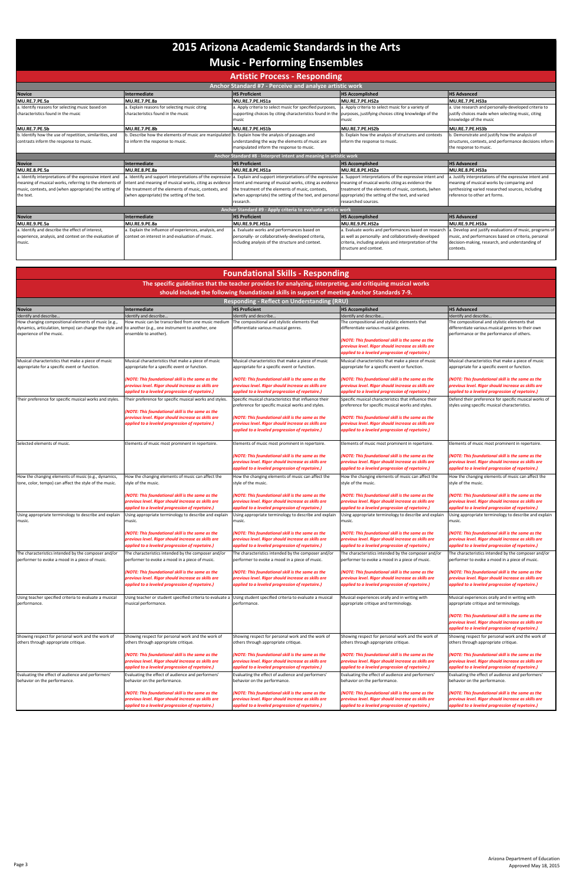# 2015 Arizona Academic Standards in the Arts

# Music - Performing Ensembles

## Artistic Process - Responding

| Novice | Intermediate | HS Proficient | HS Accomplished | HS Advanced |
|---|---|---|---|---|
| **Anchor Standard #7 - Perceive and analyze artistic work** | | | | |
| **MU.RE.7.PE.5a** | **MU.RE.7.PE.8a** | **MU.RE.7.PE.HS1a** | **MU.RE.7.PE.HS2a** | **MU.RE.7.PE.HS3a** |
| a. Identify reasons for selecting music based on characteristics found in the music | a. Explain reasons for selecting music citing characteristics found in the music | a. Apply criteria to select music for specified purposes, supporting choices by citing characteristics found in the music | a. Apply criteria to select music for a variety of purposes, justifying choices citing knowledge of the music | a. Use research and personally-developed criteria to justify choices made when selecting music, citing knowledge of the music |
| **MU.RE.7.PE.5b** | **MU.RE.7.PE.8b** | **MU.RE.7.PE.HS1b** | **MU.RE.7.PE.HS2b** | **MU.RE.7.PE.HS3b** |
| b. Identify how the use of repetition, similarities, and contrasts inform the response to music. | b. Describe how the elements of music are manipulated to inform the response to music. | b. Explain how the analysis of passages and understanding the way the elements of music are manipulated inform the response to music. | b. Explain how the analysis of structures and contexts inform the response to music. | b. Demonstrate and justify how the analysis of structures, contexts, and performance decisions inform the response to music. |
| **Anchor Standard #8 - Interpret intent and meaning in artistic work** | | | | |
| **MU.RE.8.PE.5a** | **MU.RE.8.PE.8a** | **MU.RE.8.PE.HS1a** | **MU.RE.8.PE.HS2a** | **MU.RE.8.PE.HS3a** |
| a. Identify interpretations of the expressive intent and meaning of musical works, referring to the elements of music, contexts, and (when appropriate) the setting of the text. | a. Identify and support interpretations of the expressive intent and meaning of musical works, citing as evidence the treatment of the elements of music, contexts, and (when appropriate) the setting of the text. | a. Explain and support interpretations of the expressive intent and meaning of musical works, citing as evidence the treatment of the elements of music, contexts, (when appropriate) the setting of the text, and personal research. | a. Support interpretations of the expressive intent and meaning of musical works citing as evidence the treatment of the elements of music, contexts, (when appropriate) the setting of the text, and varied researched sources. | a. Justify interpretations of the expressive intent and meaning of musical works by comparing and synthesizing varied researched sources, including reference to other art forms. |
| **Anchor Standard #9 - Apply criteria to evaluate artistic work** | | | | |
| **MU.RE.9.PE.5a** | **MU.RE.9.PE.8a** | **MU.RE.9.PE.HS1a** | **MU.RE.9.PE.HS2a** | **MU.RE.9.PE.HS3a** |
| a. Identify and describe the effect of interest, experience, analysis, and context on the evaluation of music. | a. Explain the influence of experiences, analysis, and context on interest in and evaluation of music. | a. Evaluate works and performances based on personally- or collaboratively-developed criteria, including analysis of the structure and context. | a. Evaluate works and performances based on research as well as personally- and collaboratively-developed criteria, including analysis and interpretation of the structure and context. | a. Develop and justify evaluations of music, programs of music, and performances based on criteria, personal decision-making, research, and understanding of contexts. |

## Foundational Skills - Responding

**The specific guidelines that the teacher provides for analyzing, interpreting, and critiquing musical works should include the following foundational skills in support of meeting Anchor Standards 7-9.**

### Responding - Reflect on Understanding (RRU)

| Novice | Intermediate | HS Proficient | HS Accomplished | HS Advanced |
|---|---|---|---|---|
| Identify and describe… | Identify and describe… | Identify and describe… | Identify and describe… | Identify and describe… |
| How changing compositional elements of music (e.g., dynamics, articulation, tempo) can change the style and experience of the music. | How music can be transcribed from one music medium to another (e.g., one instrument to another, one ensemble to another). | The compositional and stylistic elements that differentiate various musical genres. | The compositional and stylistic elements that differentiate various musical genres.<br><br>***(NOTE: This foundational skill is the same as the previous level. Rigor should increase as skills are applied to a leveled progression of repetoire.)*** | The compositional and stylistic elements that differentiate various musical genres to their own performance or the performance of others. |
| Musical characteristics that make a piece of music appropriate for a specific event or function. | Musical characteristics that make a piece of music appropriate for a specific event or function.<br><br>***(NOTE: This foundational skill is the same as the previous level. Rigor should increase as skills are applied to a leveled progression of repetoire.)*** | Musical characteristics that make a piece of music appropriate for a specific event or function.<br><br>***(NOTE: This foundational skill is the same as the previous level. Rigor should increase as skills are applied to a leveled progression of repetoire.)*** | Musical characteristics that make a piece of music appropriate for a specific event or function.<br><br>***(NOTE: This foundational skill is the same as the previous level. Rigor should increase as skills are applied to a leveled progression of repetoire.)*** | Musical characteristics that make a piece of music appropriate for a specific event or function.<br><br>***(NOTE: This foundational skill is the same as the previous level. Rigor should increase as skills are applied to a leveled progression of repetoire.)*** |
| Their preference for specific musical works and styles. | Their preference for specific musical works and styles.<br><br>***(NOTE: This foundational skill is the same as the previous level. Rigor should increase as skills are applied to a leveled progression of repetoire.)*** | Specific musical characteristics that influence their preference for specific musical works and styles.<br><br>***(NOTE: This foundational skill is the same as the previous level. Rigor should increase as skills are applied to a leveled progression of repetoire.)*** | Specific musical characteristics that influence their preference for specific musical works and styles.<br><br>***(NOTE: This foundational skill is the same as the previous level. Rigor should increase as skills are applied to a leveled progression of repetoire.)*** | Defend their preference for specific musical works of styles using specific musical characteristics. |
| Selected elements of music. | Elements of music most prominent in repertoire. | Elements of music most prominent in repertoire.<br><br>***(NOTE: This foundational skill is the same as the previous level. Rigor should increase as skills are applied to a leveled progression of repetoire.)*** | Elements of music most prominent in repertoire.<br><br>***(NOTE: This foundational skill is the same as the previous level. Rigor should increase as skills are applied to a leveled progression of repetoire.)*** | Elements of music most prominent in repertoire.<br><br>***(NOTE: This foundational skill is the same as the previous level. Rigor should increase as skills are applied to a leveled progression of repetoire.)*** |
| How the changing elements of music (e.g., dynamics, tone, color, tempo) can affect the style of the music. | How the changing elements of music can affect the style of the music.<br><br>***(NOTE: This foundational skill is the same as the previous level. Rigor should increase as skills are applied to a leveled progression of repetoire.)*** | How the changing elements of music can affect the style of the music.<br><br>***(NOTE: This foundational skill is the same as the previous level. Rigor should increase as skills are applied to a leveled progression of repetoire.)*** | How the changing elements of music can affect the style of the music.<br><br>***(NOTE: This foundational skill is the same as the previous level. Rigor should increase as skills are applied to a leveled progression of repetoire.)*** | How the changing elements of music can affect the style of the music.<br><br>***(NOTE: This foundational skill is the same as the previous level. Rigor should increase as skills are applied to a leveled progression of repetoire.)*** |
| Using appropriate terminology to describe and explain music. | Using appropriate terminology to describe and explain music.<br><br>***(NOTE: This foundational skill is the same as the previous level. Rigor should increase as skills are applied to a leveled progression of repetoire.)*** | Using appropriate terminology to describe and explain music.<br><br>***(NOTE: This foundational skill is the same as the previous level. Rigor should increase as skills are applied to a leveled progression of repetoire.)*** | Using appropriate terminology to describe and explain music.<br><br>***(NOTE: This foundational skill is the same as the previous level. Rigor should increase as skills are applied to a leveled progression of repetoire.)*** | Using appropriate terminology to describe and explain music.<br><br>***(NOTE: This foundational skill is the same as the previous level. Rigor should increase as skills are applied to a leveled progression of repetoire.)*** |
| The characteristics intended by the composer and/or performer to evoke a mood in a piece of music. | The characteristics intended by the composer and/or performer to evoke a mood in a piece of music.<br><br>***(NOTE: This foundational skill is the same as the previous level. Rigor should increase as skills are applied to a leveled progression of repetoire.)*** | The characteristics intended by the composer and/or performer to evoke a mood in a piece of music.<br><br>***(NOTE: This foundational skill is the same as the previous level. Rigor should increase as skills are applied to a leveled progression of repetoire.)*** | The characteristics intended by the composer and/or performer to evoke a mood in a piece of music.<br><br>***(NOTE: This foundational skill is the same as the previous level. Rigor should increase as skills are applied to a leveled progression of repetoire.)*** | The characteristics intended by the composer and/or performer to evoke a mood in a piece of music.<br><br>***(NOTE: This foundational skill is the same as the previous level. Rigor should increase as skills are applied to a leveled progression of repetoire.)*** |
| Using teacher specified criteria to evaluate a musical performance. | Using teacher or student specified criteria to evaluate a musical performance. | Using student specified criteria to evaluate a musical performance. | Musical experiences orally and in writing with appropriate critique and terminology. | Musical experiences orally and in writing with appropriate critique and terminology.<br><br>***(NOTE: This foundational skill is the same as the previous level. Rigor should increase as skills are applied to a leveled progression of repetoire.)*** |
| Showing respect for personal work and the work of others through appropriate critique. | Showing respect for personal work and the work of others through appropriate critique.<br><br>***(NOTE: This foundational skill is the same as the previous level. Rigor should increase as skills are applied to a leveled progression of repetoire.)*** | Showing respect for personal work and the work of others through appropriate critique.<br><br>***(NOTE: This foundational skill is the same as the previous level. Rigor should increase as skills are applied to a leveled progression of repetoire.)*** | Showing respect for personal work and the work of others through appropriate critique.<br><br>***(NOTE: This foundational skill is the same as the previous level. Rigor should increase as skills are applied to a leveled progression of repetoire.)*** | Showing respect for personal work and the work of others through appropriate critique.<br><br>***(NOTE: This foundational skill is the same as the previous level. Rigor should increase as skills are applied to a leveled progression of repetoire.)*** |
| Evaluating the effect of audience and performers' behavior on the performance. | Evaluating the effect of audience and performers' behavior on the performance.<br><br>***(NOTE: This foundational skill is the same as the previous level. Rigor should increase as skills are applied to a leveled progression of repetoire.)*** | Evaluating the effect of audience and performers' behavior on the performance.<br><br>***(NOTE: This foundational skill is the same as the previous level. Rigor should increase as skills are applied to a leveled progression of repetoire.)*** | Evaluating the effect of audience and performers' behavior on the performance.<br><br>***(NOTE: This foundational skill is the same as the previous level. Rigor should increase as skills are applied to a leveled progression of repetoire.)*** | Evaluating the effect of audience and performers' behavior on the performance.<br><br>***(NOTE: This foundational skill is the same as the previous level. Rigor should increase as skills are applied to a leveled progression of repetoire.)*** |

Arizona Department of Education
Approved May 18, 2015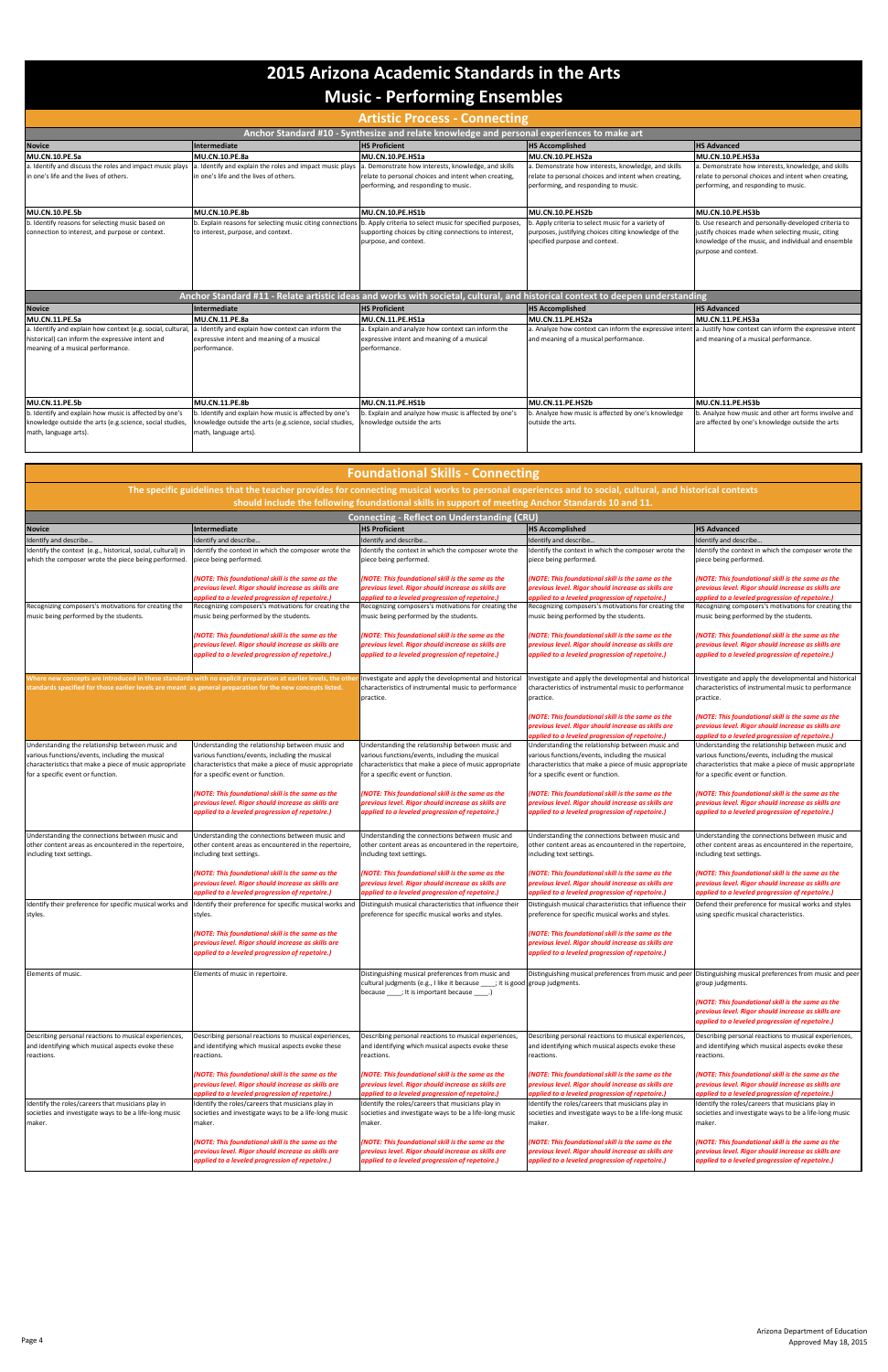# 2015 Arizona Academic Standards in the Arts

# Music - Performing Ensembles

## Artistic Process - Connecting

### Anchor Standard #10 - Synthesize and relate knowledge and personal experiences to make art

| Novice | Intermediate | HS Proficient | HS Accomplished | HS Advanced |
|---|---|---|---|---|
| **MU.CN.10.PE.5a** | **MU.CN.10.PE.8a** | **MU.CN.10.PE.HS1a** | **MU.CN.10.PE.HS2a** | **MU.CN.10.PE.HS3a** |
| a. Identify and discuss the roles and impact music plays in one's life and the lives of others. | a. Identify and explain the roles and impact music plays in one's life and the lives of others. | a. Demonstrate how interests, knowledge, and skills relate to personal choices and intent when creating, performing, and responding to music. | a. Demonstrate how interests, knowledge, and skills relate to personal choices and intent when creating, performing, and responding to music. | a. Demonstrate how interests, knowledge, and skills relate to personal choices and intent when creating, performing, and responding to music. |
| **MU.CN.10.PE.5b** | **MU.CN.10.PE.8b** | **MU.CN.10.PE.HS1b** | **MU.CN.10.PE.HS2b** | **MU.CN.10.PE.HS3b** |
| b. Identify reasons for selecting music based on connection to interest, and purpose or context. | b. Explain reasons for selecting music citing connections to interest, purpose, and context. | b. Apply criteria to select music for specified purposes, supporting choices by citing connections to interest, purpose, and context. | b. Apply criteria to select music for a variety of purposes, justifying choices citing knowledge of the specified purpose and context. | b. Use research and personally-developed criteria to justify choices made when selecting music, citing knowledge of the music, and individual and ensemble purpose and context. |

### Anchor Standard #11 - Relate artistic ideas and works with societal, cultural, and historical context to deepen understanding

| Novice | Intermediate | HS Proficient | HS Accomplished | HS Advanced |
|---|---|---|---|---|
| **MU.CN.11.PE.5a** | **MU.CN.11.PE.8a** | **MU.CN.11.PE.HS1a** | **MU.CN.11.PE.HS2a** | **MU.CN.11.PE.HS3a** |
| a. Identify and explain how context (e.g. social, cultural, historical) can inform the expressive intent and meaning of a musical performance. | a. Identify and explain how context can inform the expressive intent and meaning of a musical performance. | a. Explain and analyze how context can inform the expressive intent and meaning of a musical performance. | a. Analyze how context can inform the expressive intent and meaning of a musical performance. | a. Justify how context can inform the expressive intent and meaning of a musical performance. |
| **MU.CN.11.PE.5b** | **MU.CN.11.PE.8b** | **MU.CN.11.PE.HS1b** | **MU.CN.11.PE.HS2b** | **MU.CN.11.PE.HS3b** |
| b. Identify and explain how music is affected by one's knowledge outside the arts (e.g.science, social studies, math, language arts). | b. Identify and explain how music is affected by one's knowledge outside the arts (e.g.science, social studies, math, language arts). | b. Explain and analyze how music is affected by one's knowledge outside the arts | b. Analyze how music is affected by one's knowledge outside the arts. | b. Analyze how music and other art forms involve and are affected by one's knowledge outside the arts |

## Foundational Skills - Connecting

**The specific guidelines that the teacher provides for connecting musical works to personal experiences and to social, cultural, and historical contexts should include the following foundational skills in support of meeting Anchor Standards 10 and 11.**

### Connecting - Reflect on Understanding (CRU)

| Novice | Intermediate | HS Proficient | HS Accomplished | HS Advanced |
|---|---|---|---|---|
| Identify and describe... | Identify and describe... | Identify and describe... | Identify and describe... | Identify and describe... |
| Identify the context (e.g., historical, social, cultural) in which the composer wrote the piece being performed. | Identify the context in which the composer wrote the piece being performed. *(NOTE: This foundational skill is the same as the previous level. Rigor should increase as skills are applied to a leveled progression of repetoire.)* | Identify the context in which the composer wrote the piece being performed. *(NOTE: This foundational skill is the same as the previous level. Rigor should increase as skills are applied to a leveled progression of repetoire.)* | Identify the context in which the composer wrote the piece being performed. *(NOTE: This foundational skill is the same as the previous level. Rigor should increase as skills are applied to a leveled progression of repetoire.)* | Identify the context in which the composer wrote the piece being performed. *(NOTE: This foundational skill is the same as the previous level. Rigor should increase as skills are applied to a leveled progression of repetoire.)* |
| Recognizing composers's motivations for creating the music being performed by the students. | Recognizing composers's motivations for creating the music being performed by the students. *(NOTE: This foundational skill is the same as the previous level. Rigor should increase as skills are applied to a leveled progression of repetoire.)* | Recognizing composers's motivations for creating the music being performed by the students. *(NOTE: This foundational skill is the same as the previous level. Rigor should increase as skills are applied to a leveled progression of repetoire.)* | Recognizing composers's motivations for creating the music being performed by the students. *(NOTE: This foundational skill is the same as the previous level. Rigor should increase as skills are applied to a leveled progression of repetoire.)* | Recognizing composers's motivations for creating the music being performed by the students. *(NOTE: This foundational skill is the same as the previous level. Rigor should increase as skills are applied to a leveled progression of repetoire.)* |
| Where new concepts are introduced in these standards with no explicit preparation at earlier levels, the other standards specified for those earlier levels are meant as general preparation for the new concepts listed. | | Investigate and apply the developmental and historical characteristics of instrumental music to performance practice. | Investigate and apply the developmental and historical characteristics of instrumental music to performance practice. *(NOTE: This foundational skill is the same as the previous level. Rigor should increase as skills are applied to a leveled progression of repetoire.)* | Investigate and apply the developmental and historical characteristics of instrumental music to performance practice. *(NOTE: This foundational skill is the same as the previous level. Rigor should increase as skills are applied to a leveled progression of repetoire.)* |
| Understanding the relationship between music and various functions/events, including the musical characteristics that make a piece of music appropriate for a specific event or function. | Understanding the relationship between music and various functions/events, including the musical characteristics that make a piece of music appropriate for a specific event or function. *(NOTE: This foundational skill is the same as the previous level. Rigor should increase as skills are applied to a leveled progression of repetoire.)* | Understanding the relationship between music and various functions/events, including the musical characteristics that make a piece of music appropriate for a specific event or function. *(NOTE: This foundational skill is the same as the previous level. Rigor should increase as skills are applied to a leveled progression of repetoire.)* | Understanding the relationship between music and various functions/events, including the musical characteristics that make a piece of music appropriate for a specific event or function. *(NOTE: This foundational skill is the same as the previous level. Rigor should increase as skills are applied to a leveled progression of repetoire.)* | Understanding the relationship between music and various functions/events, including the musical characteristics that make a piece of music appropriate for a specific event or function. *(NOTE: This foundational skill is the same as the previous level. Rigor should increase as skills are applied to a leveled progression of repetoire.)* |
| Understanding the connections between music and other content areas as encountered in the repertoire, including text settings. | Understanding the connections between music and other content areas as encountered in the repertoire, including text settings. *(NOTE: This foundational skill is the same as the previous level. Rigor should increase as skills are applied to a leveled progression of repetoire.)* | Understanding the connections between music and other content areas as encountered in the repertoire, including text settings. *(NOTE: This foundational skill is the same as the previous level. Rigor should increase as skills are applied to a leveled progression of repetoire.)* | Understanding the connections between music and other content areas as encountered in the repertoire, including text settings. *(NOTE: This foundational skill is the same as the previous level. Rigor should increase as skills are applied to a leveled progression of repetoire.)* | Understanding the connections between music and other content areas as encountered in the repertoire, including text settings. *(NOTE: This foundational skill is the same as the previous level. Rigor should increase as skills are applied to a leveled progression of repetoire.)* |
| Identify their preference for specific musical works and styles. | Identify their preference for specific musical works and styles. *(NOTE: This foundational skill is the same as the previous level. Rigor should increase as skills are applied to a leveled progression of repetoire.)* | Distinguish musical characteristics that influence their preference for specific musical works and styles. | Distinguish musical characteristics that influence their preference for specific musical works and styles. *(NOTE: This foundational skill is the same as the previous level. Rigor should increase as skills are applied to a leveled progression of repetoire.)* | Defend their preference for musical works and styles using specific musical characteristics. |
| Elements of music. | Elements of music in repertoire. | Distinguishing musical preferences from music and cultural judgments (e.g., I like it because ____; it is good because ____; It is important because ____.) | Distinguishing musical preferences from music and peer group judgments. | Distinguishing musical preferences from music and peer group judgments. *(NOTE: This foundational skill is the same as the previous level. Rigor should increase as skills are applied to a leveled progression of repetoire.)* |
| Describing personal reactions to musical experiences, and identifying which musical aspects evoke these reactions. | Describing personal reactions to musical experiences, and identifying which musical aspects evoke these reactions. *(NOTE: This foundational skill is the same as the previous level. Rigor should increase as skills are applied to a leveled progression of repetoire.)* | Describing personal reactions to musical experiences, and identifying which musical aspects evoke these reactions. *(NOTE: This foundational skill is the same as the previous level. Rigor should increase as skills are applied to a leveled progression of repetoire.)* | Describing personal reactions to musical experiences, and identifying which musical aspects evoke these reactions. *(NOTE: This foundational skill is the same as the previous level. Rigor should increase as skills are applied to a leveled progression of repetoire.)* | Describing personal reactions to musical experiences, and identifying which musical aspects evoke these reactions. *(NOTE: This foundational skill is the same as the previous level. Rigor should increase as skills are applied to a leveled progression of repetoire.)* |
| Identify the roles/careers that musicians play in societies and investigate ways to be a life-long music maker. | Identify the roles/careers that musicians play in societies and investigate ways to be a life-long music maker. *(NOTE: This foundational skill is the same as the previous level. Rigor should increase as skills are applied to a leveled progression of repetoire.)* | Identify the roles/careers that musicians play in societies and investigate ways to be a life-long music maker. *(NOTE: This foundational skill is the same as the previous level. Rigor should increase as skills are applied to a leveled progression of repetoire.)* | Identify the roles/careers that musicians play in societies and investigate ways to be a life-long music maker. *(NOTE: This foundational skill is the same as the previous level. Rigor should increase as skills are applied to a leveled progression of repetoire.)* | Identify the roles/careers that musicians play in societies and investigate ways to be a life-long music maker. *(NOTE: This foundational skill is the same as the previous level. Rigor should increase as skills are applied to a leveled progression of repetoire.)* |

Arizona Department of Education
Approved May 18, 2015